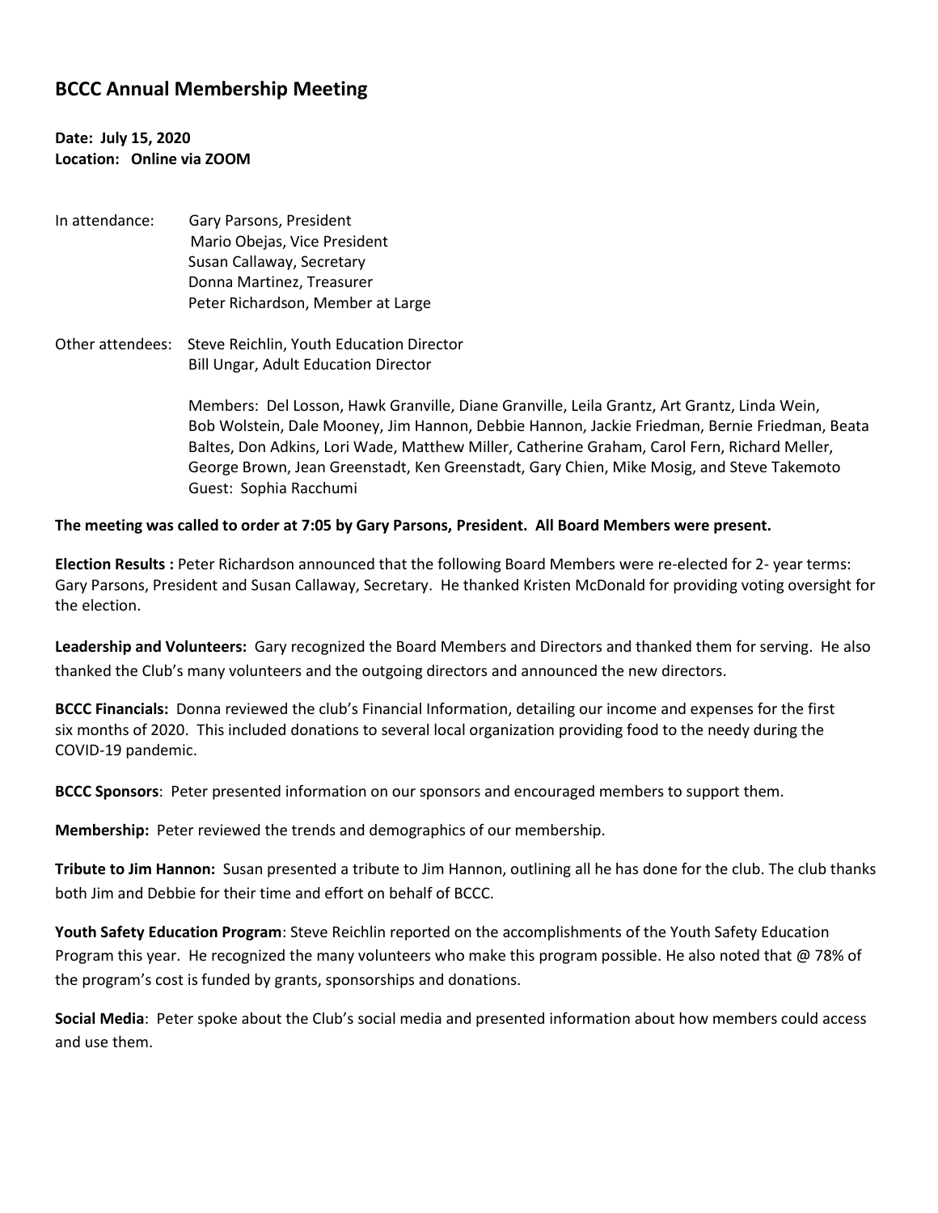# BCCC Annual Membership Meeting

**Date: July 15, 2020**
**Location: Online via ZOOM**

In attendance:
Gary Parsons, President
Mario Obejas, Vice President
Susan Callaway, Secretary
Donna Martinez, Treasurer
Peter Richardson, Member at Large

Other attendees:
Steve Reichlin, Youth Education Director
Bill Ungar, Adult Education Director

Members: Del Losson, Hawk Granville, Diane Granville, Leila Grantz, Art Grantz, Linda Wein, Bob Wolstein, Dale Mooney, Jim Hannon, Debbie Hannon, Jackie Friedman, Bernie Friedman, Beata Baltes, Don Adkins, Lori Wade, Matthew Miller, Catherine Graham, Carol Fern, Richard Meller, George Brown, Jean Greenstadt, Ken Greenstadt, Gary Chien, Mike Mosig, and Steve Takemoto
Guest: Sophia Racchumi

**The meeting was called to order at 7:05 by Gary Parsons, President. All Board Members were present.**

**Election Results :** Peter Richardson announced that the following Board Members were re-elected for 2- year terms: Gary Parsons, President and Susan Callaway, Secretary. He thanked Kristen McDonald for providing voting oversight for the election.

**Leadership and Volunteers:** Gary recognized the Board Members and Directors and thanked them for serving. He also thanked the Club's many volunteers and the outgoing directors and announced the new directors.

**BCCC Financials:** Donna reviewed the club's Financial Information, detailing our income and expenses for the first six months of 2020. This included donations to several local organization providing food to the needy during the COVID-19 pandemic.

**BCCC Sponsors**: Peter presented information on our sponsors and encouraged members to support them.

**Membership:** Peter reviewed the trends and demographics of our membership.

**Tribute to Jim Hannon:** Susan presented a tribute to Jim Hannon, outlining all he has done for the club. The club thanks both Jim and Debbie for their time and effort on behalf of BCCC.

**Youth Safety Education Program**: Steve Reichlin reported on the accomplishments of the Youth Safety Education Program this year. He recognized the many volunteers who make this program possible. He also noted that @ 78% of the program's cost is funded by grants, sponsorships and donations.

**Social Media**: Peter spoke about the Club's social media and presented information about how members could access and use them.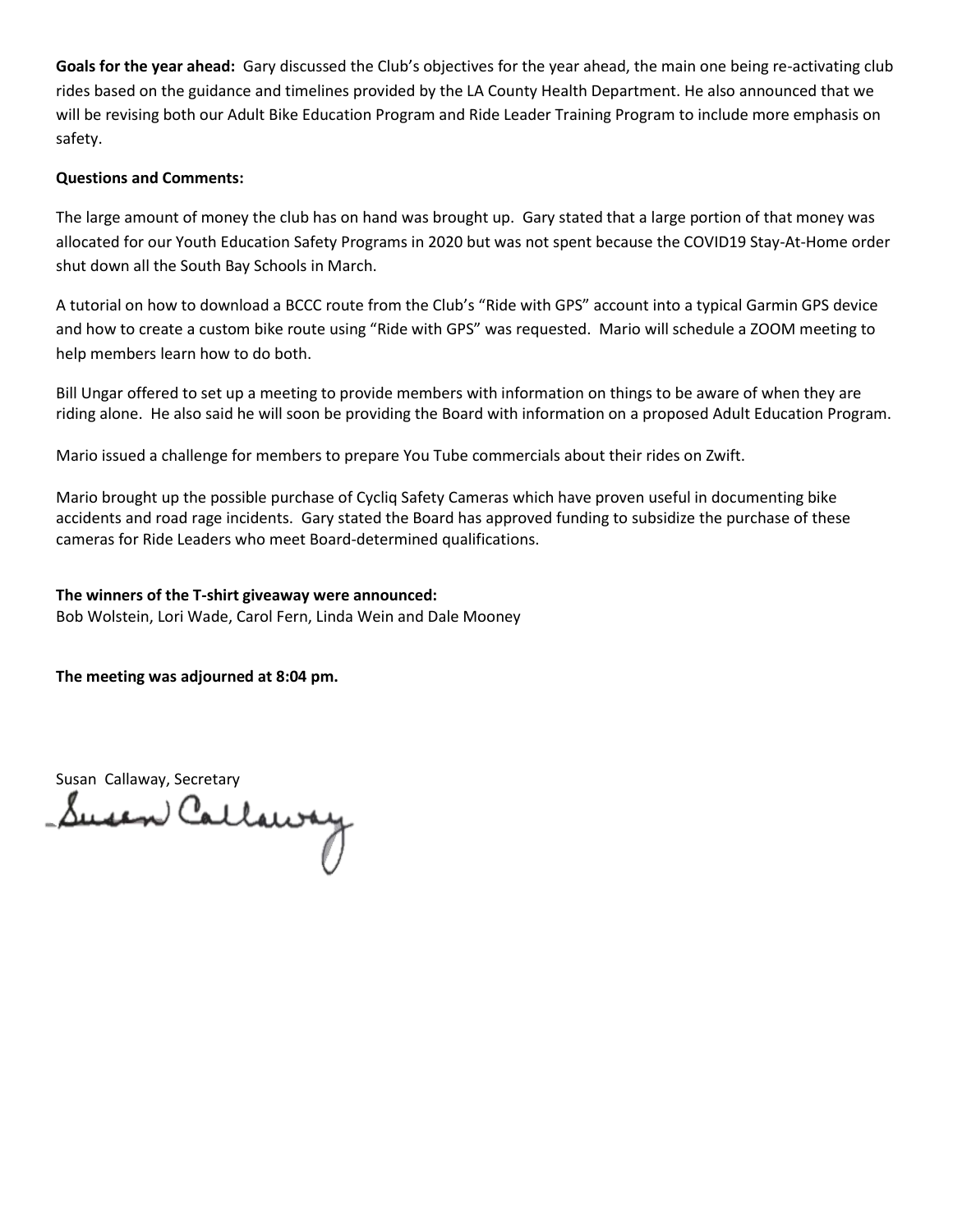**Goals for the year ahead:** Gary discussed the Club's objectives for the year ahead, the main one being re-activating club rides based on the guidance and timelines provided by the LA County Health Department. He also announced that we will be revising both our Adult Bike Education Program and Ride Leader Training Program to include more emphasis on safety.

**Questions and Comments:**

The large amount of money the club has on hand was brought up. Gary stated that a large portion of that money was allocated for our Youth Education Safety Programs in 2020 but was not spent because the COVID19 Stay-At-Home order shut down all the South Bay Schools in March.

A tutorial on how to download a BCCC route from the Club's "Ride with GPS" account into a typical Garmin GPS device and how to create a custom bike route using "Ride with GPS" was requested. Mario will schedule a ZOOM meeting to help members learn how to do both.

Bill Ungar offered to set up a meeting to provide members with information on things to be aware of when they are riding alone. He also said he will soon be providing the Board with information on a proposed Adult Education Program.

Mario issued a challenge for members to prepare You Tube commercials about their rides on Zwift.

Mario brought up the possible purchase of Cycliq Safety Cameras which have proven useful in documenting bike accidents and road rage incidents. Gary stated the Board has approved funding to subsidize the purchase of these cameras for Ride Leaders who meet Board-determined qualifications.

**The winners of the T-shirt giveaway were announced:**
Bob Wolstein, Lori Wade, Carol Fern, Linda Wein and Dale Mooney

**The meeting was adjourned at 8:04 pm.**

Susan Callaway, Secretary

Susan Callaway